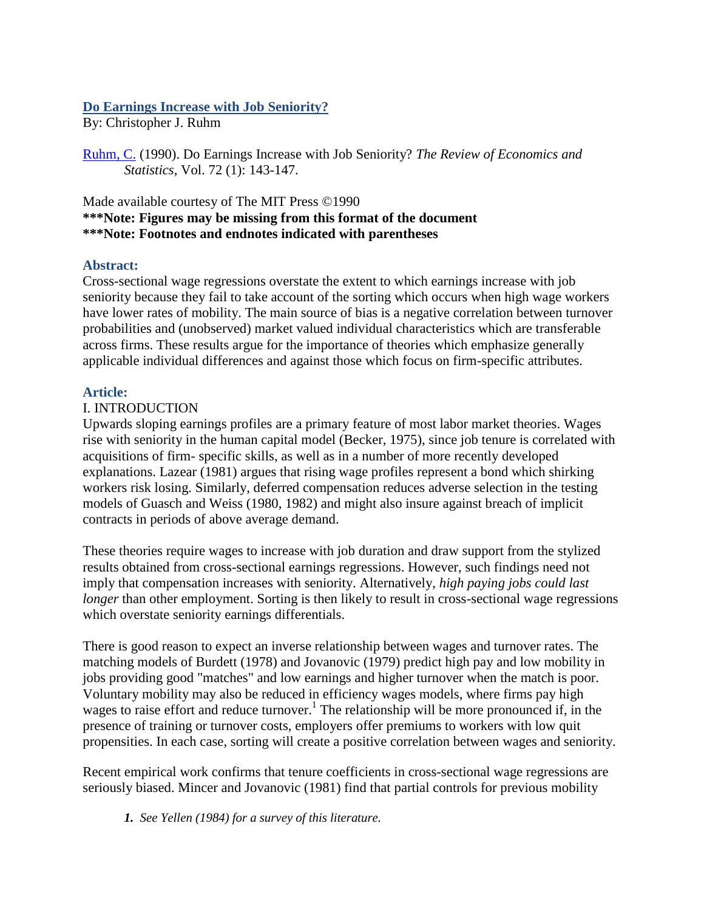# Do Earnings Increase with Job Seniority?

By: Christopher J. Ruhm

Ruhm, C. (1990). Do Earnings Increase with Job Seniority? *The Review of Economics and Statistics*, Vol. 72 (1): 143-147.

Made available courtesy of The MIT Press ©1990

**\*\*\*Note: Figures may be missing from this format of the document**

**\*\*\*Note: Footnotes and endnotes indicated with parentheses**

## Abstract:

Cross-sectional wage regressions overstate the extent to which earnings increase with job seniority because they fail to take account of the sorting which occurs when high wage workers have lower rates of mobility. The main source of bias is a negative correlation between turnover probabilities and (unobserved) market valued individual characteristics which are transferable across firms. These results argue for the importance of theories which emphasize generally applicable individual differences and against those which focus on firm-specific attributes.

## Article:

I. INTRODUCTION

Upwards sloping earnings profiles are a primary feature of most labor market theories. Wages rise with seniority in the human capital model (Becker, 1975), since job tenure is correlated with acquisitions of firm- specific skills, as well as in a number of more recently developed explanations. Lazear (1981) argues that rising wage profiles represent a bond which shirking workers risk losing. Similarly, deferred compensation reduces adverse selection in the testing models of Guasch and Weiss (1980, 1982) and might also insure against breach of implicit contracts in periods of above average demand.

These theories require wages to increase with job duration and draw support from the stylized results obtained from cross-sectional earnings regressions. However, such findings need not imply that compensation increases with seniority. Alternatively, *high paying jobs could last longer* than other employment. Sorting is then likely to result in cross-sectional wage regressions which overstate seniority earnings differentials.

There is good reason to expect an inverse relationship between wages and turnover rates. The matching models of Burdett (1978) and Jovanovic (1979) predict high pay and low mobility in jobs providing good "matches" and low earnings and higher turnover when the match is poor. Voluntary mobility may also be reduced in efficiency wages models, where firms pay high wages to raise effort and reduce turnover.[1] The relationship will be more pronounced if, in the presence of training or turnover costs, employers offer premiums to workers with low quit propensities. In each case, sorting will create a positive correlation between wages and seniority.

Recent empirical work confirms that tenure coefficients in cross-sectional wage regressions are seriously biased. Mincer and Jovanovic (1981) find that partial controls for previous mobility

*1. See Yellen (1984) for a survey of this literature.*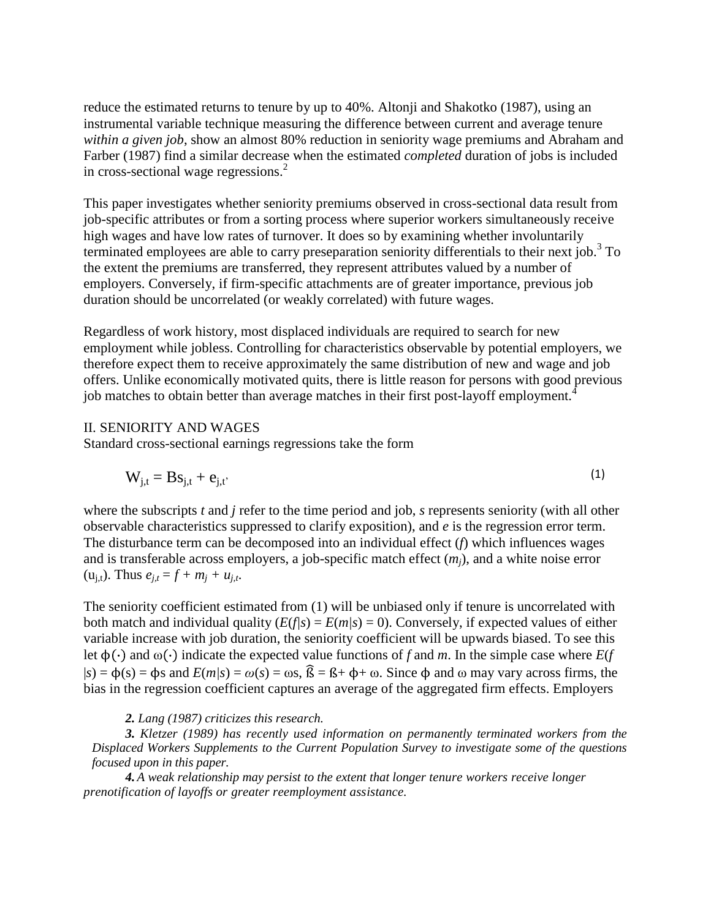reduce the estimated returns to tenure by up to 40%. Altonji and Shakotko (1987), using an instrumental variable technique measuring the difference between current and average tenure *within a given job*, show an almost 80% reduction in seniority wage premiums and Abraham and Farber (1987) find a similar decrease when the estimated *completed* duration of jobs is included in cross-sectional wage regressions.[2]

This paper investigates whether seniority premiums observed in cross-sectional data result from job-specific attributes or from a sorting process where superior workers simultaneously receive high wages and have low rates of turnover. It does so by examining whether involuntarily terminated employees are able to carry preseparation seniority differentials to their next job.[3] To the extent the premiums are transferred, they represent attributes valued by a number of employers. Conversely, if firm-specific attachments are of greater importance, previous job duration should be uncorrelated (or weakly correlated) with future wages.

Regardless of work history, most displaced individuals are required to search for new employment while jobless. Controlling for characteristics observable by potential employers, we therefore expect them to receive approximately the same distribution of new and wage and job offers. Unlike economically motivated quits, there is little reason for persons with good previous job matches to obtain better than average matches in their first post-layoff employment.[4]

## II. SENIORITY AND WAGES

Standard cross-sectional earnings regressions take the form

$$W_{j,t} = Bs_{j,t} + e_{j,t}, \tag{1}$$

where the subscripts *t* and *j* refer to the time period and job, *s* represents seniority (with all other observable characteristics suppressed to clarify exposition), and *e* is the regression error term. The disturbance term can be decomposed into an individual effect ($f$) which influences wages and is transferable across employers, a job-specific match effect ($m_j$), and a white noise error ($u_{j,t}$). Thus $e_{j,t} = f + m_j + u_{j,t}$.

The seniority coefficient estimated from (1) will be unbiased only if tenure is uncorrelated with both match and individual quality ($E(f|s) = E(m|s) = 0$). Conversely, if expected values of either variable increase with job duration, the seniority coefficient will be upwards biased. To see this let $\phi(\cdot)$ and $\omega(\cdot)$ indicate the expected value functions of $f$ and $m$. In the simple case where $E(f|s) = \phi(s) = \phi s$ and $E(m|s) = \omega(s) = \omega s$, $\widehat{\beta} = \beta + \phi + \omega$. Since $\phi$ and $\omega$ may vary across firms, the bias in the regression coefficient captures an average of the aggregated firm effects. Employers

*2. Lang (1987) criticizes this research.*

*3. Kletzer (1989) has recently used information on permanently terminated workers from the Displaced Workers Supplements to the Current Population Survey to investigate some of the questions focused upon in this paper.*

*4. A weak relationship may persist to the extent that longer tenure workers receive longer prenotification of layoffs or greater reemployment assistance.*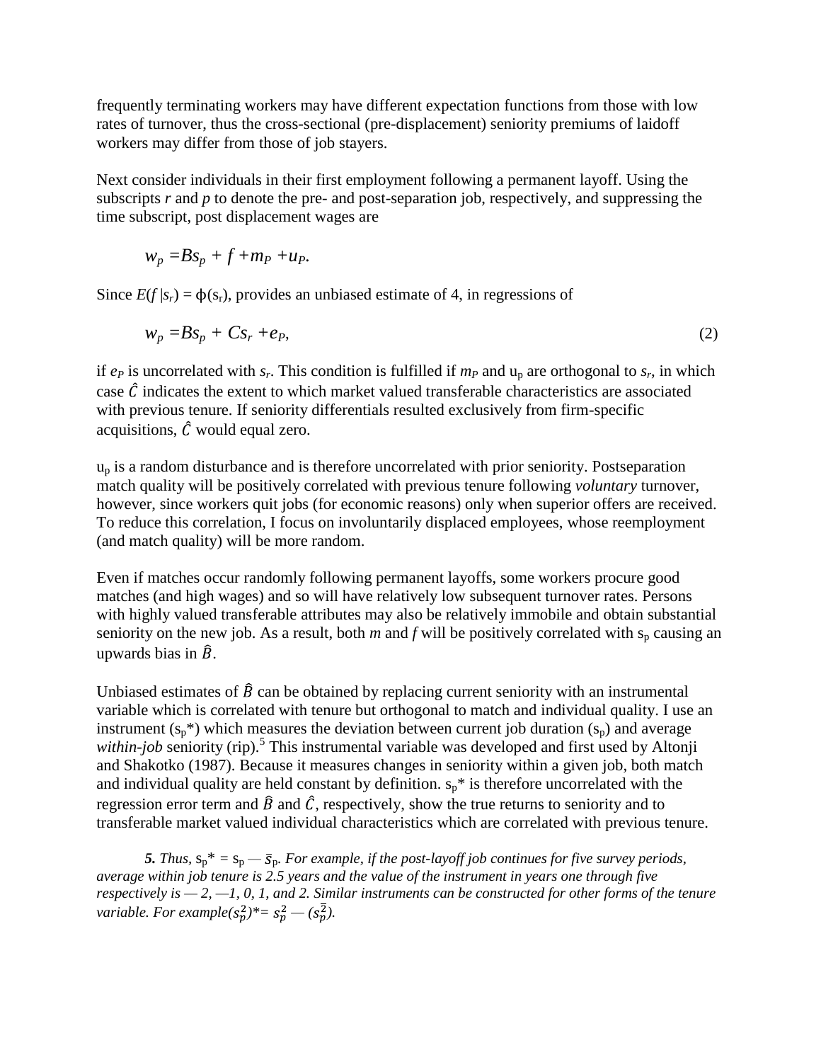frequently terminating workers may have different expectation functions from those with low rates of turnover, thus the cross-sectional (pre-displacement) seniority premiums of laidoff workers may differ from those of job stayers.

Next consider individuals in their first employment following a permanent layoff. Using the subscripts *r* and *p* to denote the pre- and post-separation job, respectively, and suppressing the time subscript, post displacement wages are

$$w_p = Bs_p + f + m_P + u_P.$$

Since $E(f\,|s_r) = \phi(s_r)$, provides an unbiased estimate of 4, in regressions of

$$w_p = Bs_p + Cs_r + e_P, \tag{2}$$

if $e_P$ is uncorrelated with $s_r$. This condition is fulfilled if $m_P$ and $u_p$ are orthogonal to $s_r$, in which case $\hat{C}$ indicates the extent to which market valued transferable characteristics are associated with previous tenure. If seniority differentials resulted exclusively from firm-specific acquisitions, $\hat{C}$ would equal zero.

$u_p$ is a random disturbance and is therefore uncorrelated with prior seniority. Postseparation match quality will be positively correlated with previous tenure following *voluntary* turnover, however, since workers quit jobs (for economic reasons) only when superior offers are received. To reduce this correlation, I focus on involuntarily displaced employees, whose reemployment (and match quality) will be more random.

Even if matches occur randomly following permanent layoffs, some workers procure good matches (and high wages) and so will have relatively low subsequent turnover rates. Persons with highly valued transferable attributes may also be relatively immobile and obtain substantial seniority on the new job. As a result, both *m* and *f* will be positively correlated with $s_p$ causing an upwards bias in $\hat{B}$.

Unbiased estimates of $\hat{B}$ can be obtained by replacing current seniority with an instrumental variable which is correlated with tenure but orthogonal to match and individual quality. I use an instrument ($s_p^*$) which measures the deviation between current job duration ($s_p$) and average *within-job* seniority (rip).[5] This instrumental variable was developed and first used by Altonji and Shakotko (1987). Because it measures changes in seniority within a given job, both match and individual quality are held constant by definition. $s_p^*$ is therefore uncorrelated with the regression error term and $\hat{B}$ and $\hat{C}$, respectively, show the true returns to seniority and to transferable market valued individual characteristics which are correlated with previous tenure.

***5.*** *Thus,* $s_p^* = s_p - \bar{s}_p$. *For example, if the post-layoff job continues for five survey periods, average within job tenure is 2.5 years and the value of the instrument in years one through five respectively is —2, —1, 0, 1, and 2. Similar instruments can be constructed for other forms of the tenure variable. For example* $(s_p^2)^* = s_p^2 - (\bar{\bar{s_p^2}})$.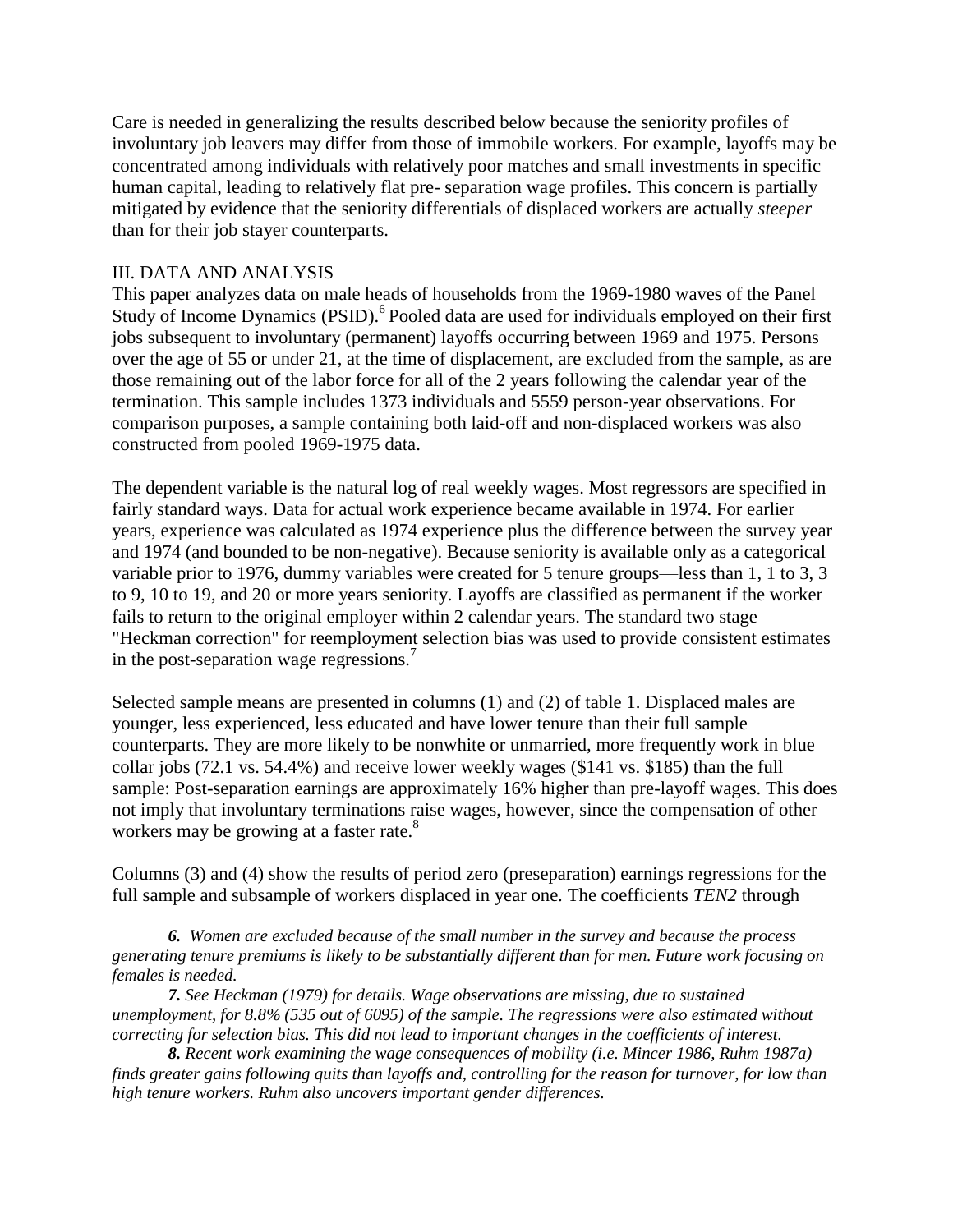Care is needed in generalizing the results described below because the seniority profiles of involuntary job leavers may differ from those of immobile workers. For example, layoffs may be concentrated among individuals with relatively poor matches and small investments in specific human capital, leading to relatively flat pre- separation wage profiles. This concern is partially mitigated by evidence that the seniority differentials of displaced workers are actually *steeper* than for their job stayer counterparts.

## III. DATA AND ANALYSIS

This paper analyzes data on male heads of households from the 1969-1980 waves of the Panel Study of Income Dynamics (PSID).[6] Pooled data are used for individuals employed on their first jobs subsequent to involuntary (permanent) layoffs occurring between 1969 and 1975. Persons over the age of 55 or under 21, at the time of displacement, are excluded from the sample, as are those remaining out of the labor force for all of the 2 years following the calendar year of the termination. This sample includes 1373 individuals and 5559 person-year observations. For comparison purposes, a sample containing both laid-off and non-displaced workers was also constructed from pooled 1969-1975 data.

The dependent variable is the natural log of real weekly wages. Most regressors are specified in fairly standard ways. Data for actual work experience became available in 1974. For earlier years, experience was calculated as 1974 experience plus the difference between the survey year and 1974 (and bounded to be non-negative). Because seniority is available only as a categorical variable prior to 1976, dummy variables were created for 5 tenure groups—less than 1, 1 to 3, 3 to 9, 10 to 19, and 20 or more years seniority. Layoffs are classified as permanent if the worker fails to return to the original employer within 2 calendar years. The standard two stage "Heckman correction" for reemployment selection bias was used to provide consistent estimates in the post-separation wage regressions.[7]

Selected sample means are presented in columns (1) and (2) of table 1. Displaced males are younger, less experienced, less educated and have lower tenure than their full sample counterparts. They are more likely to be nonwhite or unmarried, more frequently work in blue collar jobs (72.1 vs. 54.4%) and receive lower weekly wages ($141 vs. $185) than the full sample: Post-separation earnings are approximately 16% higher than pre-layoff wages. This does not imply that involuntary terminations raise wages, however, since the compensation of other workers may be growing at a faster rate.[8]

Columns (3) and (4) show the results of period zero (preseparation) earnings regressions for the full sample and subsample of workers displaced in year one. The coefficients *TEN2* through

*6. Women are excluded because of the small number in the survey and because the process generating tenure premiums is likely to be substantially different than for men. Future work focusing on females is needed.*

*7. See Heckman (1979) for details. Wage observations are missing, due to sustained unemployment, for 8.8% (535 out of 6095) of the sample. The regressions were also estimated without correcting for selection bias. This did not lead to important changes in the coefficients of interest.*

*8. Recent work examining the wage consequences of mobility (i.e. Mincer 1986, Ruhm 1987a) finds greater gains following quits than layoffs and, controlling for the reason for turnover, for low than high tenure workers. Ruhm also uncovers important gender differences.*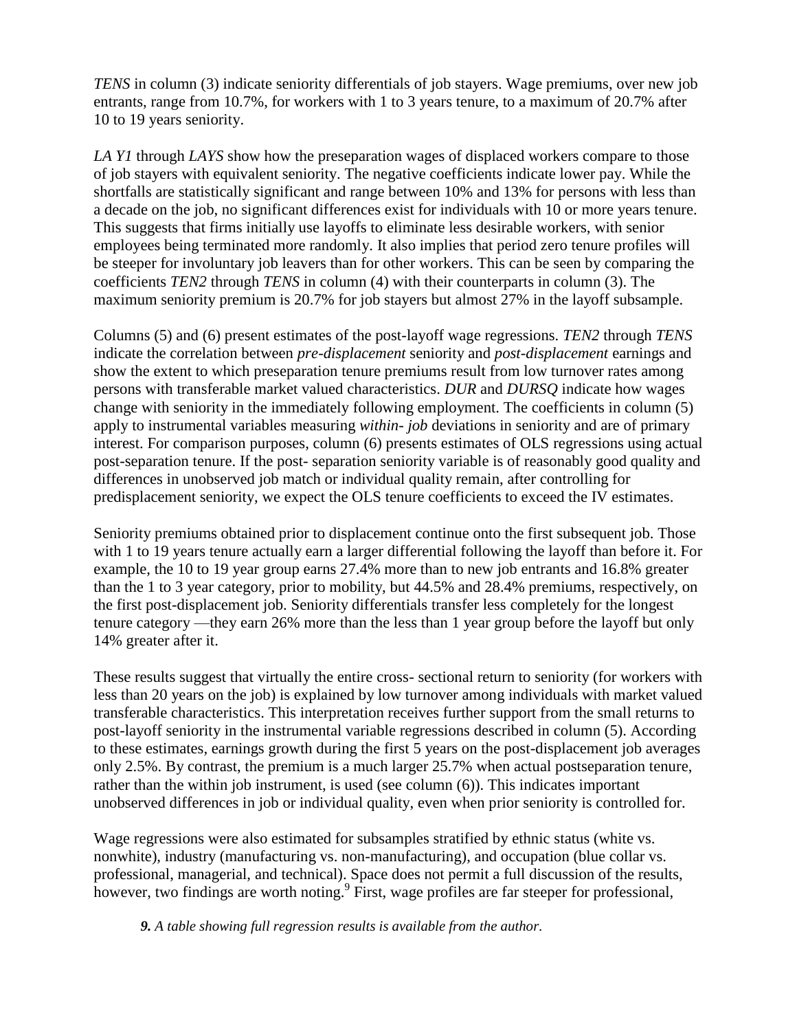*TENS* in column (3) indicate seniority differentials of job stayers. Wage premiums, over new job entrants, range from 10.7%, for workers with 1 to 3 years tenure, to a maximum of 20.7% after 10 to 19 years seniority.

*LA Y1* through *LAYS* show how the preseparation wages of displaced workers compare to those of job stayers with equivalent seniority. The negative coefficients indicate lower pay. While the shortfalls are statistically significant and range between 10% and 13% for persons with less than a decade on the job, no significant differences exist for individuals with 10 or more years tenure. This suggests that firms initially use layoffs to eliminate less desirable workers, with senior employees being terminated more randomly. It also implies that period zero tenure profiles will be steeper for involuntary job leavers than for other workers. This can be seen by comparing the coefficients *TEN2* through *TENS* in column (4) with their counterparts in column (3). The maximum seniority premium is 20.7% for job stayers but almost 27% in the layoff subsample.

Columns (5) and (6) present estimates of the post-layoff wage regressions. *TEN2* through *TENS* indicate the correlation between *pre-displacement* seniority and *post-displacement* earnings and show the extent to which preseparation tenure premiums result from low turnover rates among persons with transferable market valued characteristics. *DUR* and *DURSQ* indicate how wages change with seniority in the immediately following employment. The coefficients in column (5) apply to instrumental variables measuring *within- job* deviations in seniority and are of primary interest. For comparison purposes, column (6) presents estimates of OLS regressions using actual post-separation tenure. If the post- separation seniority variable is of reasonably good quality and differences in unobserved job match or individual quality remain, after controlling for predisplacement seniority, we expect the OLS tenure coefficients to exceed the IV estimates.

Seniority premiums obtained prior to displacement continue onto the first subsequent job. Those with 1 to 19 years tenure actually earn a larger differential following the layoff than before it. For example, the 10 to 19 year group earns 27.4% more than to new job entrants and 16.8% greater than the 1 to 3 year category, prior to mobility, but 44.5% and 28.4% premiums, respectively, on the first post-displacement job. Seniority differentials transfer less completely for the longest tenure category —they earn 26% more than the less than 1 year group before the layoff but only 14% greater after it.

These results suggest that virtually the entire cross- sectional return to seniority (for workers with less than 20 years on the job) is explained by low turnover among individuals with market valued transferable characteristics. This interpretation receives further support from the small returns to post-layoff seniority in the instrumental variable regressions described in column (5). According to these estimates, earnings growth during the first 5 years on the post-displacement job averages only 2.5%. By contrast, the premium is a much larger 25.7% when actual postseparation tenure, rather than the within job instrument, is used (see column (6)). This indicates important unobserved differences in job or individual quality, even when prior seniority is controlled for.

Wage regressions were also estimated for subsamples stratified by ethnic status (white vs. nonwhite), industry (manufacturing vs. non-manufacturing), and occupation (blue collar vs. professional, managerial, and technical). Space does not permit a full discussion of the results, however, two findings are worth noting.[9] First, wage profiles are far steeper for professional,

***9.*** *A table showing full regression results is available from the author.*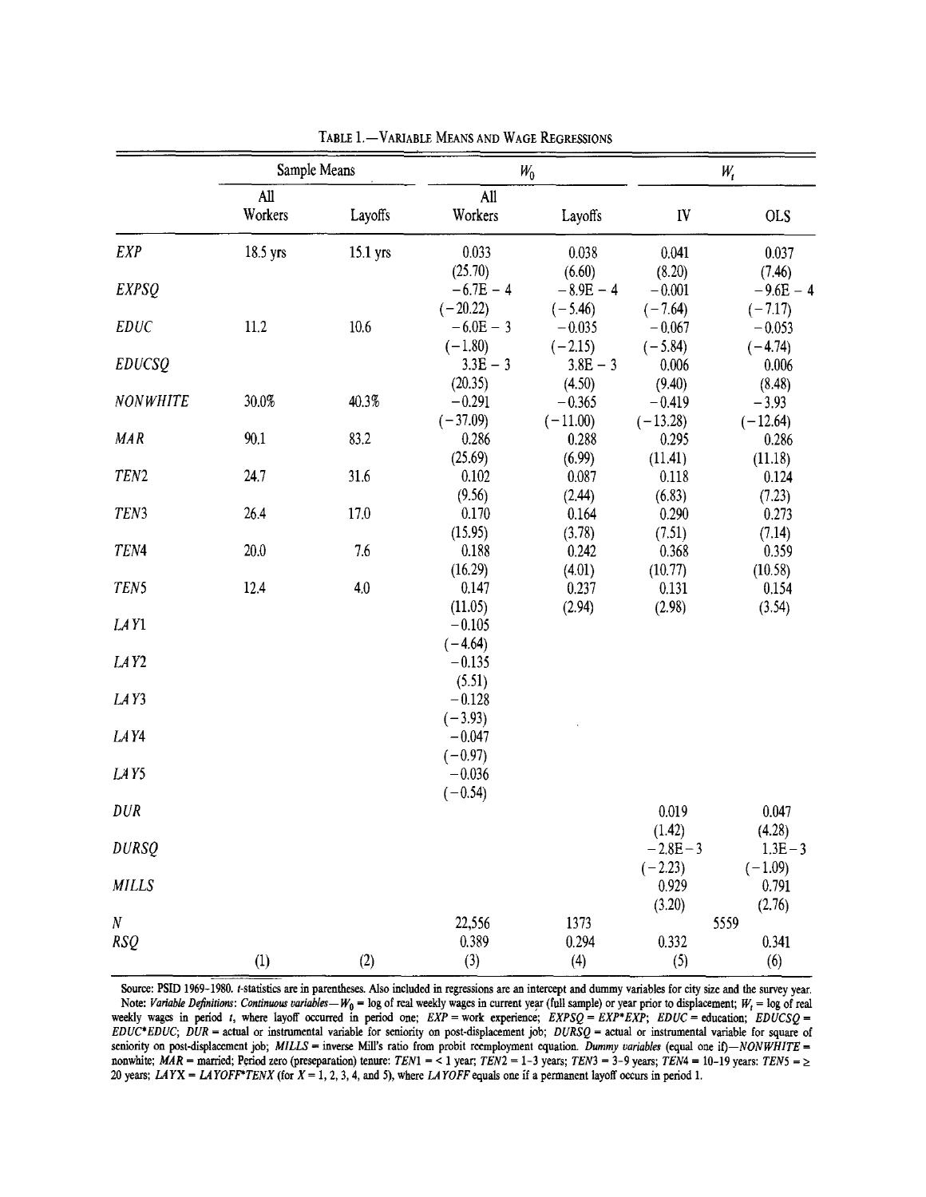TABLE 1.—VARIABLE MEANS AND WAGE REGRESSIONS

| | Sample Means | | $W_0$ | | $W_t$ | |
|---|---|---|---|---|---|---|
| | All Workers | Layoffs | All Workers | Layoffs | IV | OLS |
| *EXP* | 18.5 yrs | 15.1 yrs | 0.033 | 0.038 | 0.041 | 0.037 |
| | | | (25.70) | (6.60) | (8.20) | (7.46) |
| *EXPSQ* | | | −6.7E − 4 | −8.9E − 4 | −0.001 | −9.6E − 4 |
| | | | (−20.22) | (−5.46) | (−7.64) | (−7.17) |
| *EDUC* | 11.2 | 10.6 | −6.0E − 3 | −0.035 | −0.067 | −0.053 |
| | | | (−1.80) | (−2.15) | (−5.84) | (−4.74) |
| *EDUCSQ* | | | 3.3E − 3 | 3.8E − 3 | 0.006 | 0.006 |
| | | | (20.35) | (4.50) | (9.40) | (8.48) |
| *NONWHITE* | 30.0% | 40.3% | −0.291 | −0.365 | −0.419 | −3.93 |
| | | | (−37.09) | (−11.00) | (−13.28) | (−12.64) |
| *MAR* | 90.1 | 83.2 | 0.286 | 0.288 | 0.295 | 0.286 |
| | | | (25.69) | (6.99) | (11.41) | (11.18) |
| *TEN*2 | 24.7 | 31.6 | 0.102 | 0.087 | 0.118 | 0.124 |
| | | | (9.56) | (2.44) | (6.83) | (7.23) |
| *TEN*3 | 26.4 | 17.0 | 0.170 | 0.164 | 0.290 | 0.273 |
| | | | (15.95) | (3.78) | (7.51) | (7.14) |
| *TEN*4 | 20.0 | 7.6 | 0.188 | 0.242 | 0.368 | 0.359 |
| | | | (16.29) | (4.01) | (10.77) | (10.58) |
| *TEN*5 | 12.4 | 4.0 | 0.147 | 0.237 | 0.131 | 0.154 |
| | | | (11.05) | (2.94) | (2.98) | (3.54) |
| *LAY*1 | | | −0.105 | | | |
| | | | (−4.64) | | | |
| *LAY*2 | | | −0.135 | | | |
| | | | (5.51) | | | |
| *LAY*3 | | | −0.128 | | | |
| | | | (−3.93) | | | |
| *LAY*4 | | | −0.047 | | | |
| | | | (−0.97) | | | |
| *LAY*5 | | | −0.036 | | | |
| | | | (−0.54) | | | |
| *DUR* | | | | | 0.019 | 0.047 |
| | | | | | (1.42) | (4.28) |
| *DURSQ* | | | | | −2.8E−3 | 1.3E−3 |
| | | | | | (−2.23) | (−1.09) |
| *MILLS* | | | | | 0.929 | 0.791 |
| | | | | | (3.20) | (2.76) |
| *N* | | | 22,556 | 1373 | 5559 | |
| *RSQ* | | | 0.389 | 0.294 | 0.332 | 0.341 |
| | (1) | (2) | (3) | (4) | (5) | (6) |

Source: PSID 1969–1980. *t*-statistics are in parentheses. Also included in regressions are an intercept and dummy variables for city size and the survey year.
Note: *Variable Definitions*: *Continuous variables*—$W_0$ = log of real weekly wages in current year (full sample) or year prior to displacement; $W_t$ = log of real weekly wages in period *t*, where layoff occurred in period one; *EXP* = work experience; *EXPSQ* = *EXP*\**EXP*; *EDUC* = education; *EDUCSQ* = *EDUC*\**EDUC*; *DUR* = actual or instrumental variable for seniority on post-displacement job; *DURSQ* = actual or instrumental variable for square of seniority on post-displacement job; *MILLS* = inverse Mill's ratio from probit reemployment equation. *Dummy variables* (equal one if)—*NONWHITE* = nonwhite; *MAR* = married; Period zero (preseparation) tenure: *TEN*1 = < 1 year; *TEN*2 = 1–3 years; *TEN*3 = 3–9 years; *TEN*4 = 10–19 years: *TEN*5 = ≥ 20 years; *LAYX* = *LAYOFF*\**TENX* (for *X* = 1, 2, 3, 4, and 5), where *LAYOFF* equals one if a permanent layoff occurs in period 1.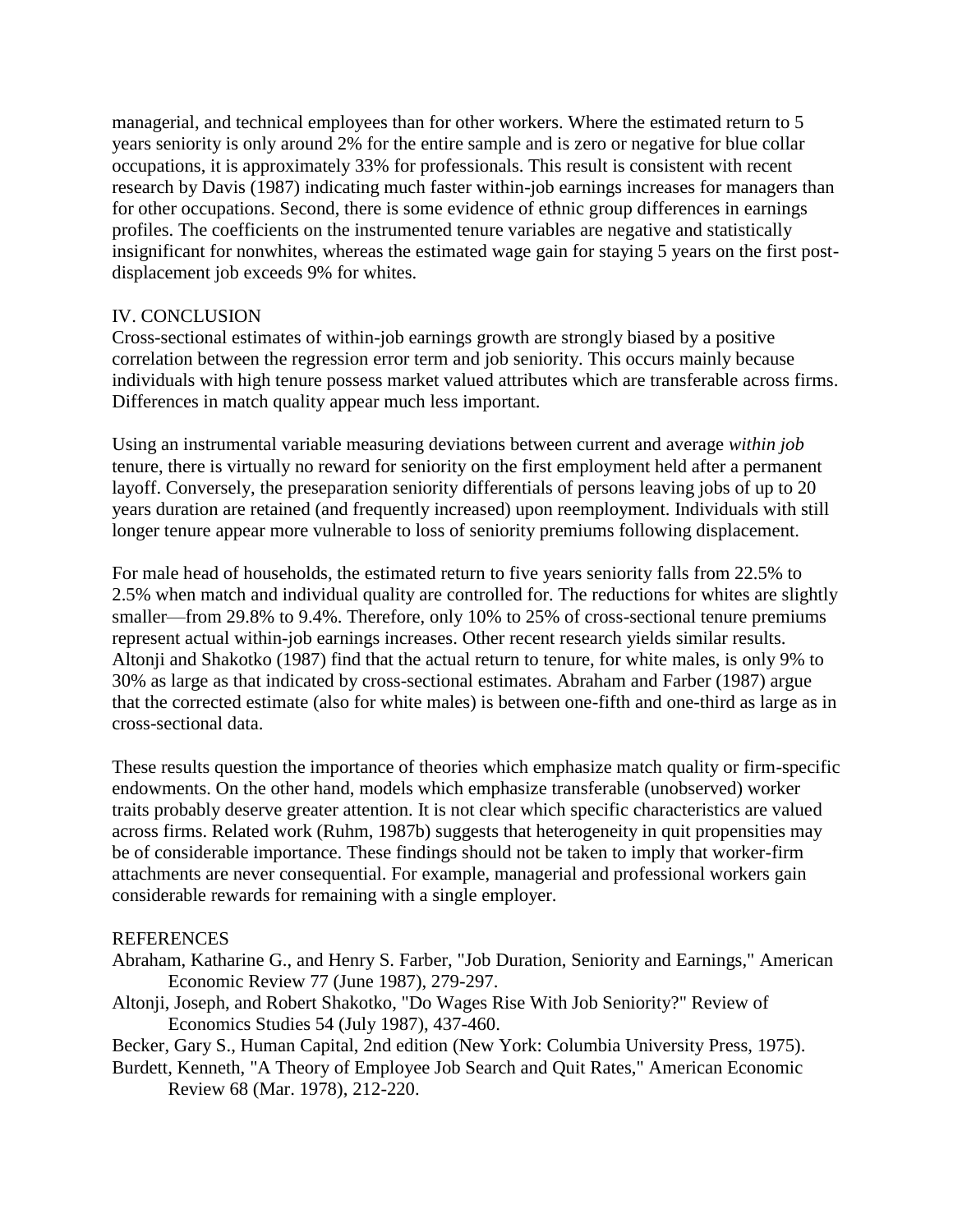managerial, and technical employees than for other workers. Where the estimated return to 5 years seniority is only around 2% for the entire sample and is zero or negative for blue collar occupations, it is approximately 33% for professionals. This result is consistent with recent research by Davis (1987) indicating much faster within-job earnings increases for managers than for other occupations. Second, there is some evidence of ethnic group differences in earnings profiles. The coefficients on the instrumented tenure variables are negative and statistically insignificant for nonwhites, whereas the estimated wage gain for staying 5 years on the first post-displacement job exceeds 9% for whites.

## IV. CONCLUSION

Cross-sectional estimates of within-job earnings growth are strongly biased by a positive correlation between the regression error term and job seniority. This occurs mainly because individuals with high tenure possess market valued attributes which are transferable across firms. Differences in match quality appear much less important.

Using an instrumental variable measuring deviations between current and average *within job* tenure, there is virtually no reward for seniority on the first employment held after a permanent layoff. Conversely, the preseparation seniority differentials of persons leaving jobs of up to 20 years duration are retained (and frequently increased) upon reemployment. Individuals with still longer tenure appear more vulnerable to loss of seniority premiums following displacement.

For male head of households, the estimated return to five years seniority falls from 22.5% to 2.5% when match and individual quality are controlled for. The reductions for whites are slightly smaller—from 29.8% to 9.4%. Therefore, only 10% to 25% of cross-sectional tenure premiums represent actual within-job earnings increases. Other recent research yields similar results. Altonji and Shakotko (1987) find that the actual return to tenure, for white males, is only 9% to 30% as large as that indicated by cross-sectional estimates. Abraham and Farber (1987) argue that the corrected estimate (also for white males) is between one-fifth and one-third as large as in cross-sectional data.

These results question the importance of theories which emphasize match quality or firm-specific endowments. On the other hand, models which emphasize transferable (unobserved) worker traits probably deserve greater attention. It is not clear which specific characteristics are valued across firms. Related work (Ruhm, 1987b) suggests that heterogeneity in quit propensities may be of considerable importance. These findings should not be taken to imply that worker-firm attachments are never consequential. For example, managerial and professional workers gain considerable rewards for remaining with a single employer.

## REFERENCES

Abraham, Katharine G., and Henry S. Farber, "Job Duration, Seniority and Earnings," American Economic Review 77 (June 1987), 279-297.

Altonji, Joseph, and Robert Shakotko, "Do Wages Rise With Job Seniority?" Review of Economics Studies 54 (July 1987), 437-460.

Becker, Gary S., Human Capital, 2nd edition (New York: Columbia University Press, 1975).

Burdett, Kenneth, "A Theory of Employee Job Search and Quit Rates," American Economic Review 68 (Mar. 1978), 212-220.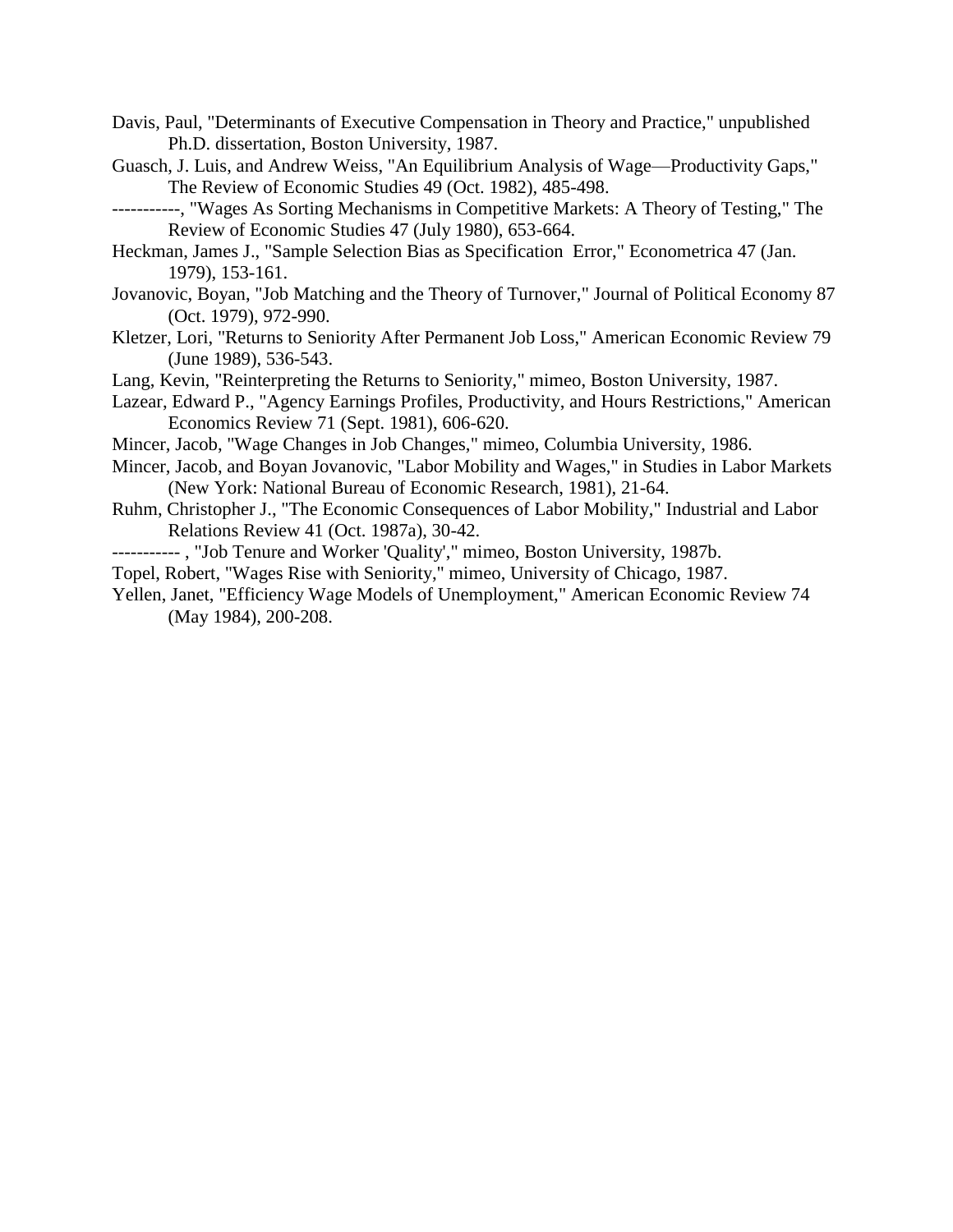Davis, Paul, "Determinants of Executive Compensation in Theory and Practice," unpublished Ph.D. dissertation, Boston University, 1987.

Guasch, J. Luis, and Andrew Weiss, "An Equilibrium Analysis of Wage—Productivity Gaps," The Review of Economic Studies 49 (Oct. 1982), 485-498.

-----------, "Wages As Sorting Mechanisms in Competitive Markets: A Theory of Testing," The Review of Economic Studies 47 (July 1980), 653-664.

Heckman, James J., "Sample Selection Bias as Specification Error," Econometrica 47 (Jan. 1979), 153-161.

Jovanovic, Boyan, "Job Matching and the Theory of Turnover," Journal of Political Economy 87 (Oct. 1979), 972-990.

Kletzer, Lori, "Returns to Seniority After Permanent Job Loss," American Economic Review 79 (June 1989), 536-543.

Lang, Kevin, "Reinterpreting the Returns to Seniority," mimeo, Boston University, 1987.

Lazear, Edward P., "Agency Earnings Profiles, Productivity, and Hours Restrictions," American Economics Review 71 (Sept. 1981), 606-620.

Mincer, Jacob, "Wage Changes in Job Changes," mimeo, Columbia University, 1986.

Mincer, Jacob, and Boyan Jovanovic, "Labor Mobility and Wages," in Studies in Labor Markets (New York: National Bureau of Economic Research, 1981), 21-64.

Ruhm, Christopher J., "The Economic Consequences of Labor Mobility," Industrial and Labor Relations Review 41 (Oct. 1987a), 30-42.

----------- , "Job Tenure and Worker 'Quality'," mimeo, Boston University, 1987b.

Topel, Robert, "Wages Rise with Seniority," mimeo, University of Chicago, 1987.

Yellen, Janet, "Efficiency Wage Models of Unemployment," American Economic Review 74 (May 1984), 200-208.